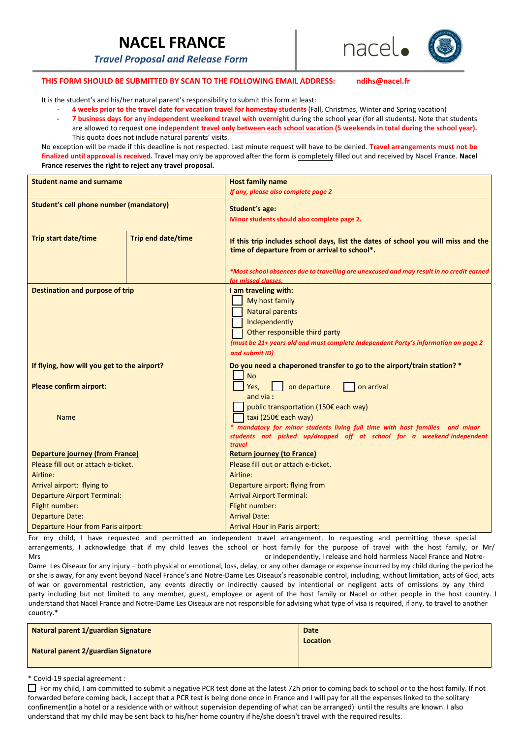# NACEL FRANCE

***Travel Proposal and Release Form***

nacel

**THIS FORM SHOULD BE SUBMITTED BY SCAN TO THE FOLLOWING EMAIL ADDRESS: ndihs@nacel.fr**

It is the student's and his/her natural parent's responsibility to submit this form at least:

- **4 weeks prior to the travel date for vacation travel for homestay students** (Fall, Christmas, Winter and Spring vacation)
- **7 business days for any independent weekend travel with overnight** during the school year (for all students). Note that students are allowed to request **one independent travel only between each school vacation (5 weekends in total during the school year).** This quota does not include natural parents' visits.

No exception will be made if this deadline is not respected. Last minute request will have to be denied. **Travel arrangements must not be finalized until approval is received.** Travel may only be approved after the form is completely filled out and received by Nacel France. **Nacel France reserves the right to reject any travel proposal.**

| **Student name and surname** | | **Host family name**<br>*If any, please also complete page 2* |
|---|---|---|
| **Student's cell phone number (mandatory)** | | **Student's age:**<br>**Minor students should also complete page 2.** |
| **Trip start date/time** | **Trip end date/time** | **If this trip includes school days, list the dates of school you will miss and the time of departure from or arrival to school*.**<br>*\*Most school absences due to travelling are unexcused and may result in no credit earned for missed classes.* |
| **Destination and purpose of trip** | | **I am traveling with:**<br>☐ My host family<br>☐ Natural parents<br>☐ Independently<br>☐ Other responsible third party<br>*(must be 21+ years old and must complete Independent Party's information on page 2 and submit ID)* |
| **If flying, how will you get to the airport?**<br>**Please confirm airport:**<br>Name | | **Do you need a chaperoned transfer to go to the airport/train station? \***<br>☐ No<br>☐ Yes, ☐ on departure ☐ on arrival<br>and via **:**<br>☐ public transportation (150€ each way)<br>☐ taxi (250€ each way)<br>*\* mandatory for minor students living full time with host families and minor students not picked up/dropped off at school for a weekend independent travel* |
| **Departure journey (from France)**<br>Please fill out or attach e-ticket.<br>Airline:<br>Arrival airport: flying to<br>Departure Airport Terminal:<br>Flight number:<br>Departure Date:<br>Departure Hour from Paris airport: | | **Return journey (to France)**<br>Please fill out or attach e-ticket.<br>Airline:<br>Departure airport: flying from<br>Arrival Airport Terminal:<br>Flight number:<br>Arrival Date:<br>Arrival Hour in Paris airport: |

For my child, I have requested and permitted an independent travel arrangement. In requesting and permitting these special arrangements, I acknowledge that if my child leaves the school or host family for the purpose of travel with the host family, or Mr/ Mrs or independently, I release and hold harmless Nacel France and Notre-Dame Les Oiseaux for any injury – both physical or emotional, loss, delay, or any other damage or expense incurred by my child during the period he or she is away, for any event beyond Nacel France's and Notre-Dame Les Oiseaux's reasonable control, including, without limitation, acts of God, acts of war or governmental restriction, any events directly or indirectly caused by intentional or negligent acts of omissions by any third party including but not limited to any member, guest, employee or agent of the host family or Nacel or other people in the host country. I understand that Nacel France and Notre-Dame Les Oiseaux are not responsible for advising what type of visa is required, if any, to travel to another country.*

| **Natural parent 1/guardian Signature**<br><br>**Natural parent 2/guardian Signature** | **Date**<br>**Location** |
|---|---|

\* Covid-19 special agreement :

☐ For my child, I am committed to submit a negative PCR test done at the latest 72h prior to coming back to school or to the host family. If not forwarded before coming back, I accept that a PCR test is being done once in France and I will pay for all the expenses linked to the solitary confinement(in a hotel or a residence with or without supervision depending of what can be arranged) until the results are known. I also understand that my child may be sent back to his/her home country if he/she doesn't travel with the required results.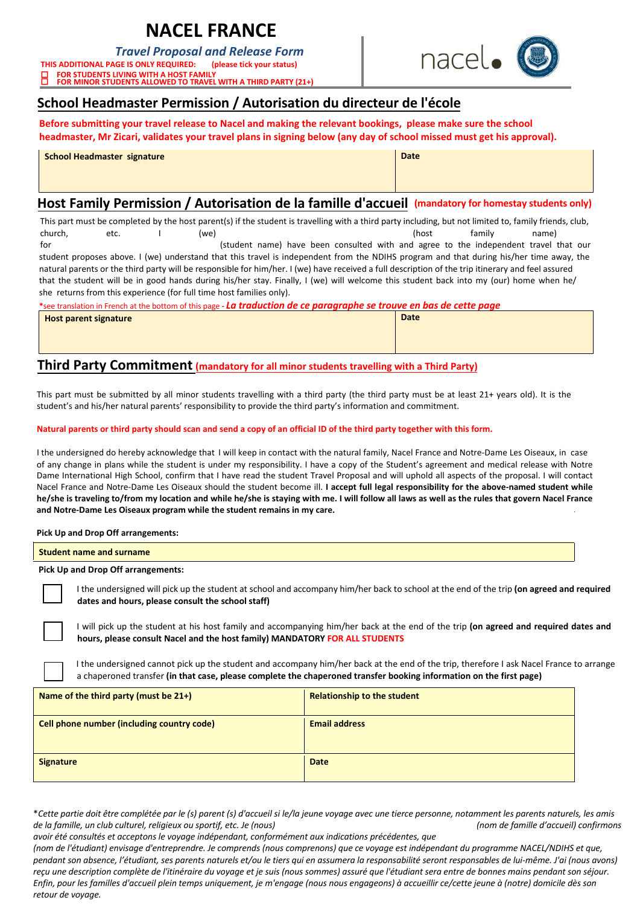# NACEL FRANCE

***Travel Proposal and Release Form***

**THIS ADDITIONAL PAGE IS ONLY REQUIRED: (please tick your status)**

- ☐ **FOR STUDENTS LIVING WITH A HOST FAMILY**
- ☐ **FOR MINOR STUDENTS ALLOWED TO TRAVEL WITH A THIRD PARTY (21+)**

## School Headmaster Permission / Autorisation du directeur de l'école

**Before submitting your travel release to Nacel and making the relevant bookings, please make sure the school headmaster, Mr Zicari, validates your travel plans in signing below (any day of school missed must get his approval).**

| **School Headmaster signature** | **Date** |
|---|---|
| | |

## Host Family Permission / Autorisation de la famille d'accueil (mandatory for homestay students only)

This part must be completed by the host parent(s) if the student is travelling with a third party including, but not limited to, family friends, club, church, etc. I (we) (host family name) for (student name) have been consulted with and agree to the independent travel that our student proposes above. I (we) understand that this travel is independent from the NDIHS program and that during his/her time away, the natural parents or the third party will be responsible for him/her. I (we) have received a full description of the trip itinerary and feel assured that the student will be in good hands during his/her stay. Finally, I (we) will welcome this student back into my (our) home when he/ she returns from this experience (for full time host families only).

*see translation in French at the bottom of this page - ***La traduction de ce paragraphe se trouve en bas de cette page***

| **Host parent signature** | **Date** |
|---|---|
| | |

## Third Party Commitment (mandatory for all minor students travelling with a Third Party)

This part must be submitted by all minor students travelling with a third party (the third party must be at least 21+ years old). It is the student's and his/her natural parents' responsibility to provide the third party's information and commitment.

**Natural parents or third party should scan and send a copy of an official ID of the third party together with this form.**

I the undersigned do hereby acknowledge that I will keep in contact with the natural family, Nacel France and Notre-Dame Les Oiseaux, in case of any change in plans while the student is under my responsibility. I have a copy of the Student's agreement and medical release with Notre Dame International High School, confirm that I have read the student Travel Proposal and will uphold all aspects of the proposal. I will contact Nacel France and Notre-Dame Les Oiseaux should the student become ill. **I accept full legal responsibility for the above-named student while he/she is traveling to/from my location and while he/she is staying with me. I will follow all laws as well as the rules that govern Nacel France and Notre-Dame Les Oiseaux program while the student remains in my care.**

**Pick Up and Drop Off arrangements:**

| **Student name and surname** |
|---|
| |

**Pick Up and Drop Off arrangements:**

- ☐ I the undersigned will pick up the student at school and accompany him/her back to school at the end of the trip **(on agreed and required dates and hours, please consult the school staff)**
- ☐ I will pick up the student at his host family and accompanying him/her back at the end of the trip **(on agreed and required dates and hours, please consult Nacel and the host family) MANDATORY FOR ALL STUDENTS**
- ☐ I the undersigned cannot pick up the student and accompany him/her back at the end of the trip, therefore I ask Nacel France to arrange a chaperoned transfer **(in that case, please complete the chaperoned transfer booking information on the first page)**

| **Name of the third party (must be 21+)** | **Relationship to the student** |
|---|---|
| **Cell phone number (including country code)** | **Email address** |
| **Signature** | **Date** |

**Cette partie doit être complétée par le (s) parent (s) d'accueil si le/la jeune voyage avec une tierce personne, notamment les parents naturels, les amis de la famille, un club culturel, religieux ou sportif, etc. Je (nous) (nom de famille d'accueil) confirmons avoir été consultés et acceptons le voyage indépendant, conformément aux indications précédentes, que (nom de l'étudiant) envisage d'entreprendre. Je comprends (nous comprenons) que ce voyage est indépendant du programme NACEL/NDIHS et que, pendant son absence, l'étudiant, ses parents naturels et/ou le tiers qui en assumera la responsabilité seront responsables de lui-même. J'ai (nous avons) reçu une description complète de l'itinéraire du voyage et je suis (nous sommes) assuré que l'étudiant sera entre de bonnes mains pendant son séjour. Enfin, pour les familles d'accueil plein temps uniquement, je m'engage (nous nous engageons) à accueillir ce/cette jeune à (notre) domicile dès son retour de voyage.*